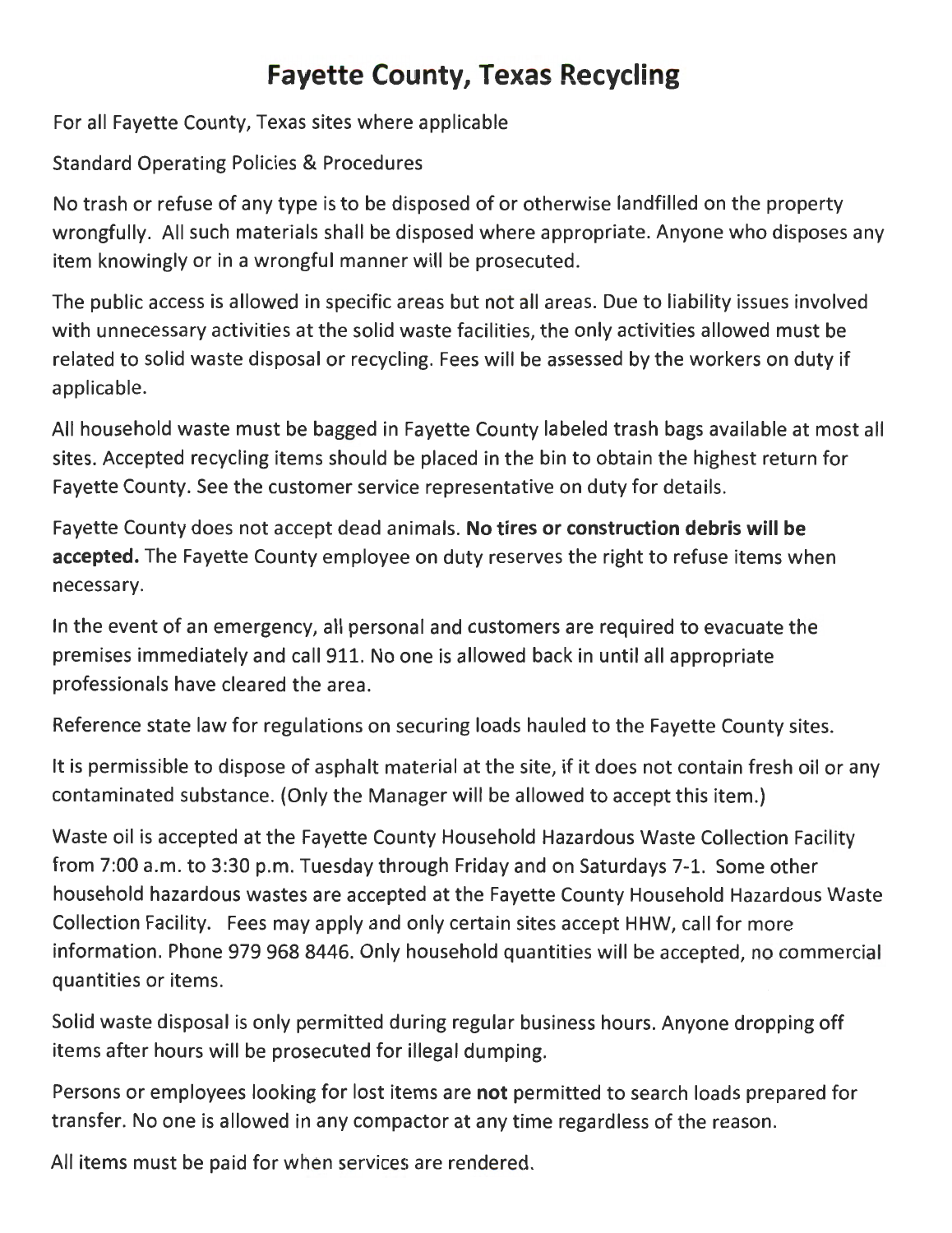# Fayette County, Texas Recycling

For all Fayette County, Texas sites where applicable

Standard Operating Policies & Procedures

No trash or refuse of any type is to be disposed of or otherwise landfilled on the property wrongfully. All such materials shall be disposed where appropriate. Anyone who disposes any item knowingly or in a wrongful manner will be prosecuted.

The public access is allowed in specific areas but not all areas. Due to liability issues involved with unnecessary activities at the solid waste facilities, the only activities allowed must be related to solid waste disposal or recycling. Fees will be assessed by the workers on duty if applicable.

All household waste must be bagged in Fayette County labeled trash bags available at most all sites. Accepted recycling items should be placed in the bin to obtain the highest return for Fayette County. See the customer service representative on duty for details.

Fayette County does not accept dead animals. **No tires or construction debris will be accepted.** The Fayette County employee on duty reserves the right to refuse items when necessary.

In the event of an emergency, all personal and customers are required to evacuate the premises immediately and call 911. No one is allowed back in until all appropriate professionals have cleared the area.

Reference state law for regulations on securing loads hauled to the Fayette County sites.

It is permissible to dispose of asphalt material at the site, if it does not contain fresh oil or any contaminated substance. (Only the Manager will be allowed to accept this item.)

Waste oil is accepted at the Fayette County Household Hazardous Waste Collection Facility from 7:00 a.m. to 3:30 p.m. Tuesday through Friday and on Saturdays 7-1. Some other household hazardous wastes are accepted at the Fayette County Household Hazardous Waste Collection Facility. Fees may apply and only certain sites accept HHW, call for more information. Phone 979 968 8446. Only household quantities will be accepted, no commercial quantities or items.

Solid waste disposal is only permitted during regular business hours. Anyone dropping off items after hours will be prosecuted for illegal dumping.

Persons or employees looking for lost items are **not** permitted to search loads prepared for transfer. No one is allowed in any compactor at any time regardless of the reason.

All items must be paid for when services are rendered.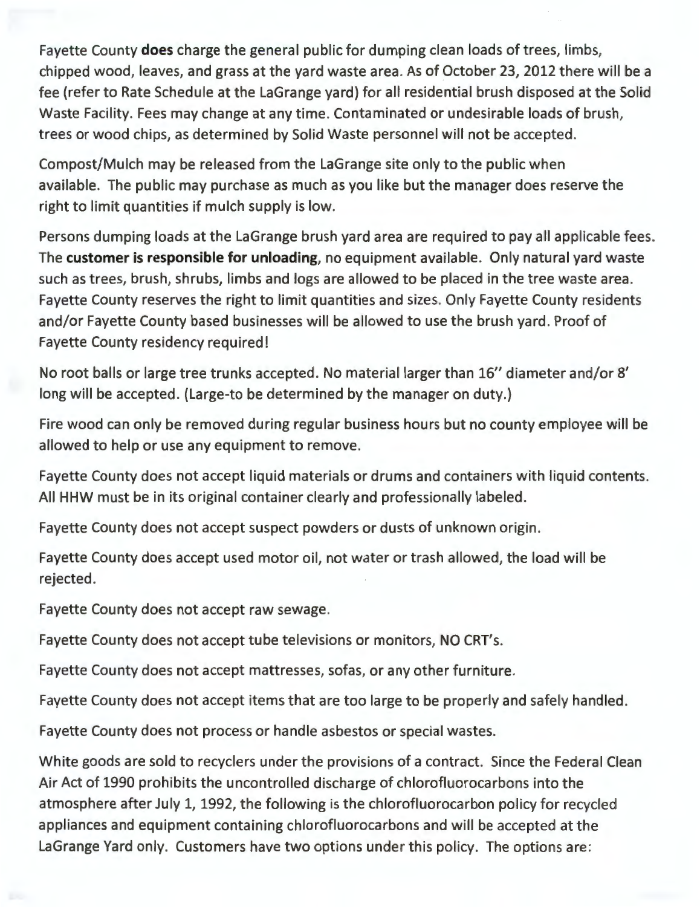Fayette County **does** charge the general public for dumping clean loads of trees, limbs, chipped wood, leaves, and grass at the yard waste area. As of October 23, 2012 there will be a fee (refer to Rate Schedule at the LaGrange yard) for all residential brush disposed at the Solid Waste Facility. Fees may change at any time. Contaminated or undesirable loads of brush, trees or wood chips, as determined by Solid Waste personnel will not be accepted.

Compost/Mulch may be released from the LaGrange site only to the public when available. The public may purchase as much as you like but the manager does reserve the right to limit quantities if mulch supply is low.

Persons dumping loads at the LaGrange brush yard area are required to pay all applicable fees. The **customer is responsible for unloading**, no equipment available. Only natural yard waste such as trees, brush, shrubs, limbs and logs are allowed to be placed in the tree waste area. Fayette County reserves the right to limit quantities and sizes. Only Fayette County residents and/or Fayette County based businesses will be allowed to use the brush yard. Proof of Fayette County residency required!

No root balls or large tree trunks accepted. No material larger than 16" diameter and/or 8' long will be accepted. (Large-to be determined by the manager on duty.)

Fire wood can only be removed during regular business hours but no county employee will be allowed to help or use any equipment to remove.

Fayette County does not accept liquid materials or drums and containers with liquid contents. All HHW must be in its original container clearly and professionally labeled.

Fayette County does not accept suspect powders or dusts of unknown origin.

Fayette County does accept used motor oil, not water or trash allowed, the load will be rejected.

Fayette County does not accept raw sewage.

Fayette County does not accept tube televisions or monitors, NO CRT's.

Fayette County does not accept mattresses, sofas, or any other furniture.

Fayette County does not accept items that are too large to be properly and safely handled.

Fayette County does not process or handle asbestos or special wastes.

White goods are sold to recyclers under the provisions of a contract. Since the Federal Clean Air Act of 1990 prohibits the uncontrolled discharge of chlorofluorocarbons into the atmosphere after July 1, 1992, the following is the chlorofluorocarbon policy for recycled appliances and equipment containing chlorofluorocarbons and will be accepted at the LaGrange Yard only. Customers have two options under this policy. The options are: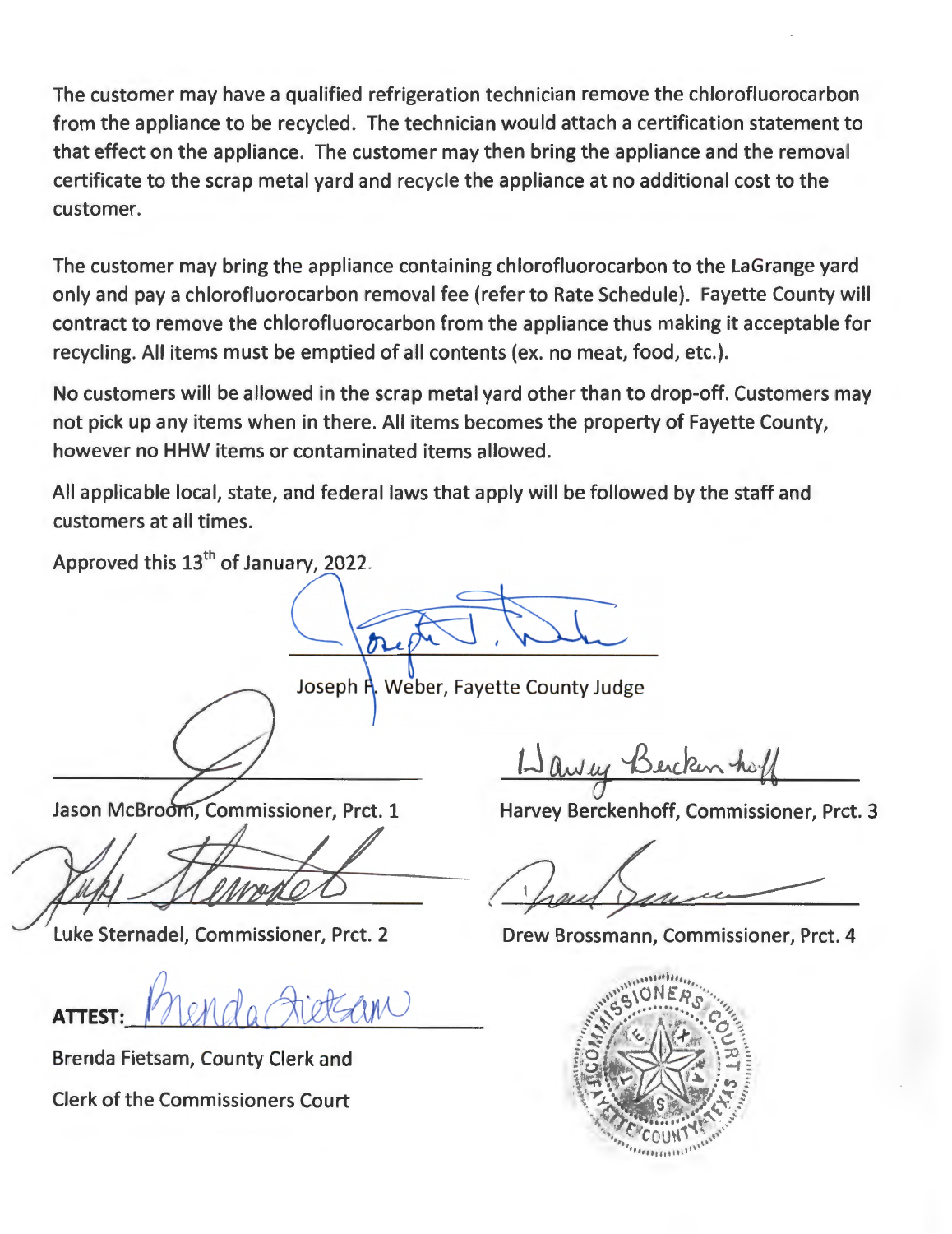The customer may have a qualified refrigeration technician remove the chlorofluorocarbon from the appliance to be recycled. The technician would attach a certification statement to that effect on the appliance. The customer may then bring the appliance and the removal certificate to the scrap metal yard and recycle the appliance at no additional cost to the customer.

The customer may bring the appliance containing chlorofluorocarbon to the LaGrange yard only and pay a chlorofluorocarbon removal fee (refer to Rate Schedule). Fayette County will contract to remove the chlorofluorocarbon from the appliance thus making it acceptable for recycling. All items must be emptied of all contents (ex. no meat, food, etc.).

No customers will be allowed in the scrap metal yard other than to drop-off. Customers may not pick up any items when in there. All items becomes the property of Fayette County, however no HHW items or contaminated items allowed.

All applicable local, state, and federal laws that apply will be followed by the staff and customers at all times.

Approved this 13th of January, 2022.

Joseph F. Weber, Fayette County Judge

Jason McBroom, Commissioner, Prct. 1

Harvey Berckenhoff, Commissioner, Prct. 3

Luke Sternadel, Commissioner, Prct. 2

Drew Brossmann, Commissioner, Prct. 4

**ATTEST:**

Brenda Fietsam, County Clerk and

Clerk of the Commissioners Court